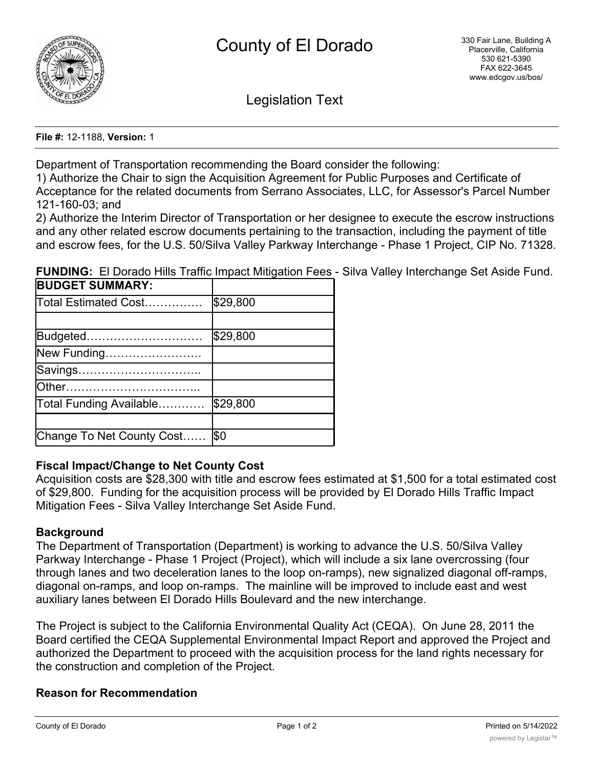# County of El Dorado

330 Fair Lane, Building A
Placerville, California
530 621-5390
FAX 622-3645
www.edcgov.us/bos/

## Legislation Text

**File #:** 12-1188, **Version:** 1

Department of Transportation recommending the Board consider the following:
1) Authorize the Chair to sign the Acquisition Agreement for Public Purposes and Certificate of Acceptance for the related documents from Serrano Associates, LLC, for Assessor's Parcel Number 121-160-03; and
2) Authorize the Interim Director of Transportation or her designee to execute the escrow instructions and any other related escrow documents pertaining to the transaction, including the payment of title and escrow fees, for the U.S. 50/Silva Valley Parkway Interchange - Phase 1 Project, CIP No. 71328.

**FUNDING:** El Dorado Hills Traffic Impact Mitigation Fees - Silva Valley Interchange Set Aside Fund.

| **BUDGET SUMMARY:** | |
|---|---|
| Total Estimated Cost…………… | $29,800 |
| | |
| Budgeted………………………… | $29,800 |
| New Funding……………………. | |
| Savings………………………….. | |
| Other…………………………….. | |
| Total Funding Available………… | $29,800 |
| | |
| Change To Net County Cost…… | $0 |

### Fiscal Impact/Change to Net County Cost

Acquisition costs are $28,300 with title and escrow fees estimated at $1,500 for a total estimated cost of $29,800. Funding for the acquisition process will be provided by El Dorado Hills Traffic Impact Mitigation Fees - Silva Valley Interchange Set Aside Fund.

### Background

The Department of Transportation (Department) is working to advance the U.S. 50/Silva Valley Parkway Interchange - Phase 1 Project (Project), which will include a six lane overcrossing (four through lanes and two deceleration lanes to the loop on-ramps), new signalized diagonal off-ramps, diagonal on-ramps, and loop on-ramps. The mainline will be improved to include east and west auxiliary lanes between El Dorado Hills Boulevard and the new interchange.

The Project is subject to the California Environmental Quality Act (CEQA). On June 28, 2011 the Board certified the CEQA Supplemental Environmental Impact Report and approved the Project and authorized the Department to proceed with the acquisition process for the land rights necessary for the construction and completion of the Project.

### Reason for Recommendation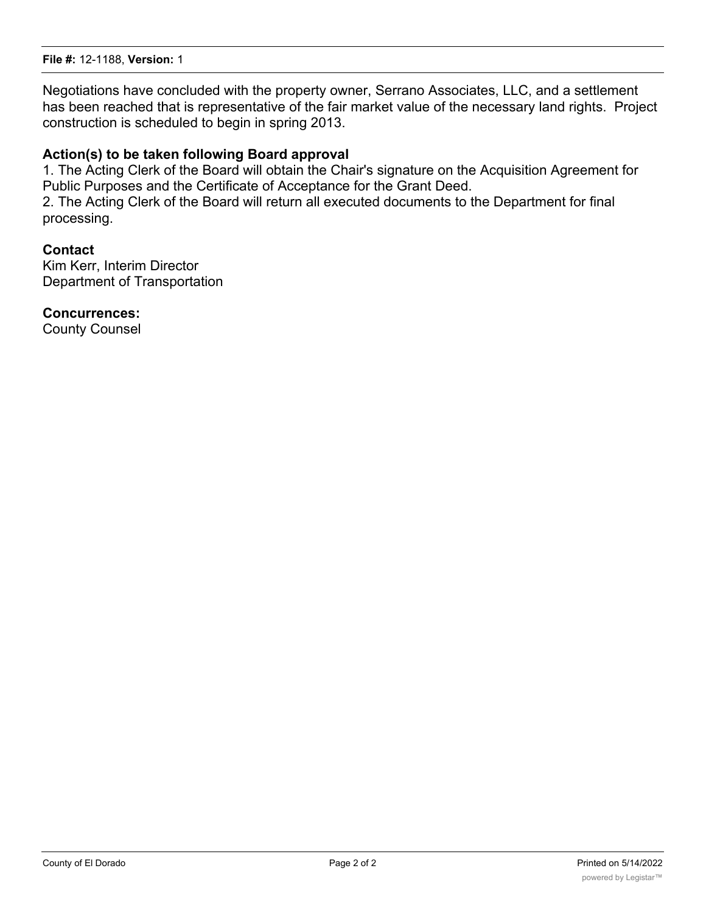Negotiations have concluded with the property owner, Serrano Associates, LLC, and a settlement has been reached that is representative of the fair market value of the necessary land rights. Project construction is scheduled to begin in spring 2013.

**Action(s) to be taken following Board approval**

1. The Acting Clerk of the Board will obtain the Chair's signature on the Acquisition Agreement for Public Purposes and the Certificate of Acceptance for the Grant Deed.
2. The Acting Clerk of the Board will return all executed documents to the Department for final processing.

**Contact**

Kim Kerr, Interim Director
Department of Transportation

**Concurrences:**

County Counsel